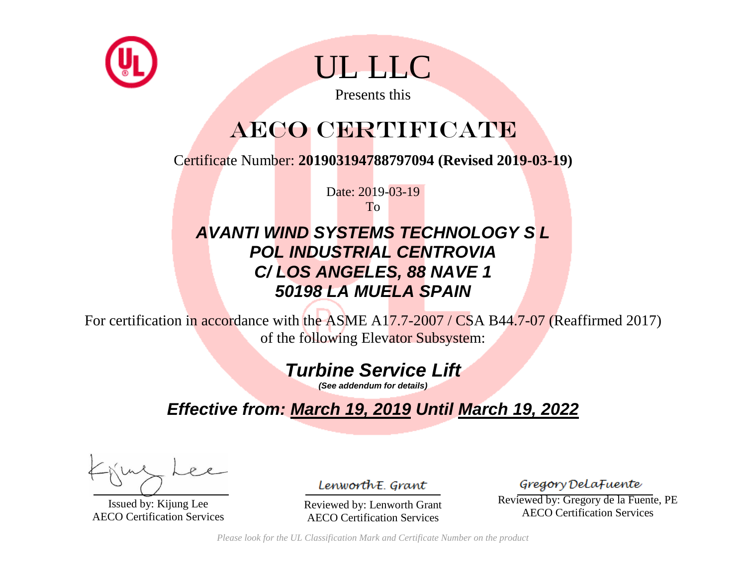# UL LLC

Presents this

## AECO CERTIFICATE

Certificate Number: **201903194788797094 (Revised 2019-03-19)**

Date: 2019-03-19

To

***AVANTI WIND SYSTEMS TECHNOLOGY S L***
***POL INDUSTRIAL CENTROVIA***
***C/ LOS ANGELES, 88 NAVE 1***
***50198 LA MUELA SPAIN***

For certification in accordance with the ASME A17.7-2007 / CSA B44.7-07 (Reaffirmed 2017) of the following Elevator Subsystem:

***Turbine Service Lift***

***(See addendum for details)***

***Effective from: March 19, 2019 Until March 19, 2022***

Issued by: Kijung Lee
AECO Certification Services

Reviewed by: Lenworth Grant
AECO Certification Services

Reviewed by: Gregory de la Fuente, PE
AECO Certification Services

*Please look for the UL Classification Mark and Certificate Number on the product*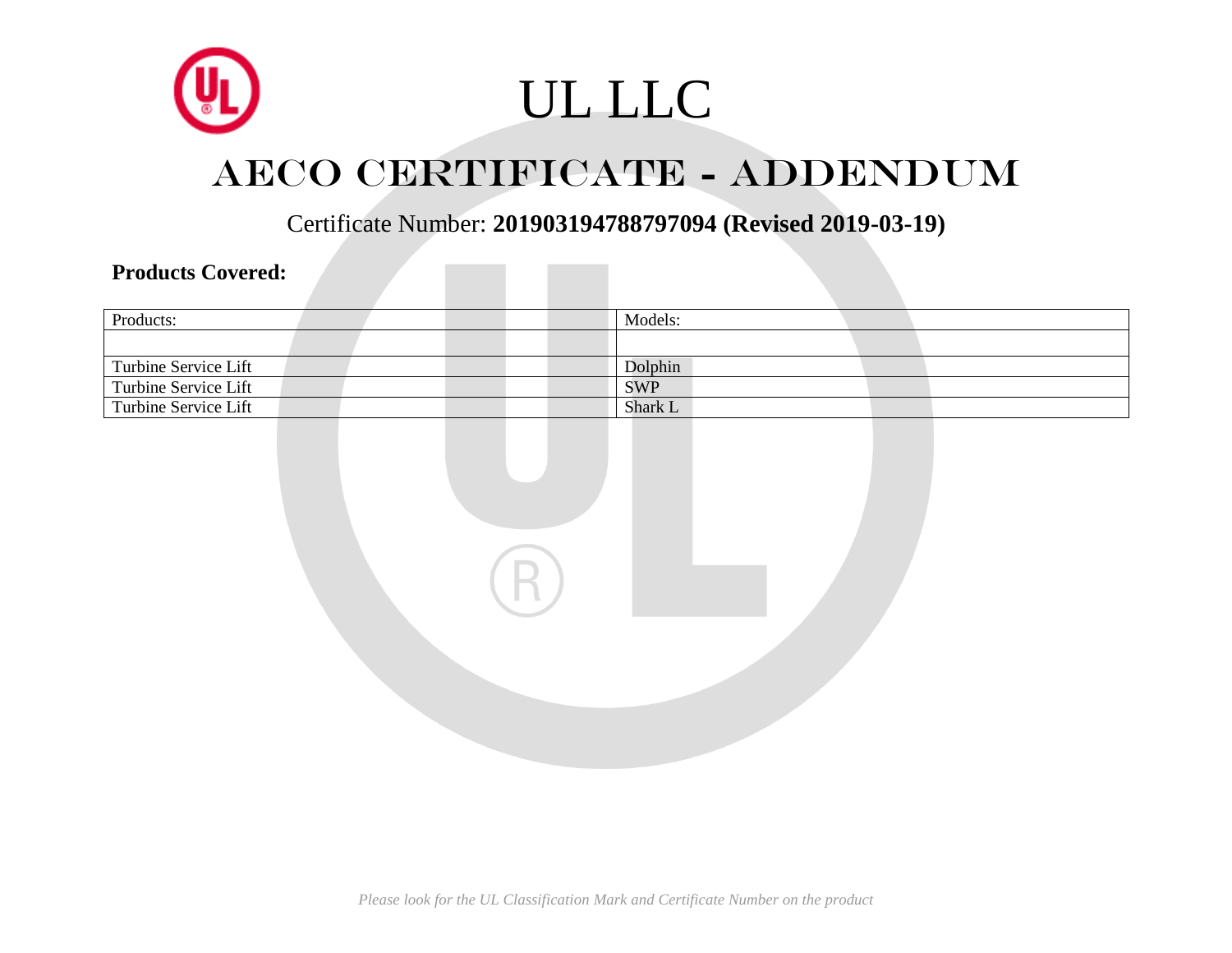# UL LLC

## AECO CERTIFICATE - ADDENDUM

Certificate Number: **201903194788797094 (Revised 2019-03-19)**

**Products Covered:**

| Products: | Models: |
|---|---|
| | |
| Turbine Service Lift | Dolphin |
| Turbine Service Lift | SWP |
| Turbine Service Lift | Shark L |

*Please look for the UL Classification Mark and Certificate Number on the product*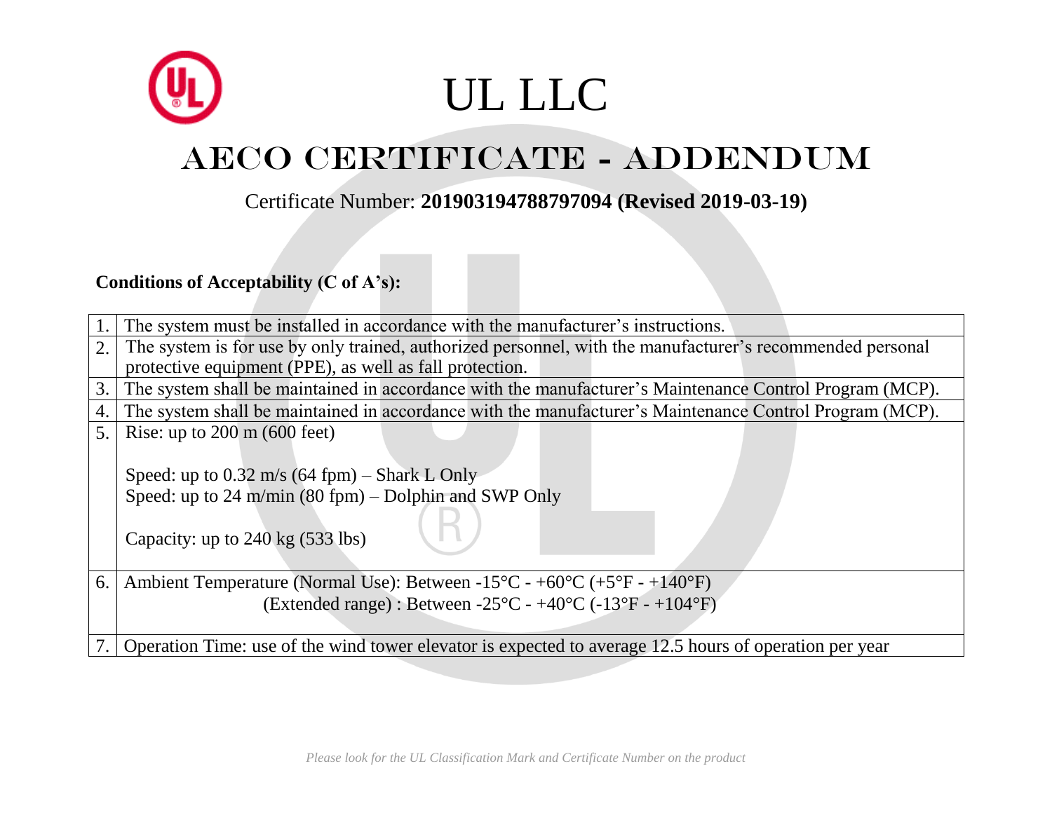# UL LLC

## AECO CERTIFICATE - ADDENDUM

Certificate Number: **201903194788797094 (Revised 2019-03-19)**

**Conditions of Acceptability (C of A's):**

| | |
|---|---|
| 1. | The system must be installed in accordance with the manufacturer's instructions. |
| 2. | The system is for use by only trained, authorized personnel, with the manufacturer's recommended personal protective equipment (PPE), as well as fall protection. |
| 3. | The system shall be maintained in accordance with the manufacturer's Maintenance Control Program (MCP). |
| 4. | The system shall be maintained in accordance with the manufacturer's Maintenance Control Program (MCP). |
| 5. | Rise: up to 200 m (600 feet)<br><br>Speed: up to 0.32 m/s (64 fpm) – Shark L Only<br>Speed: up to 24 m/min (80 fpm) – Dolphin and SWP Only<br><br>Capacity: up to 240 kg (533 lbs) |
| 6. | Ambient Temperature (Normal Use): Between -15°C - +60°C (+5°F - +140°F)<br>(Extended range) : Between -25°C - +40°C (-13°F - +104°F) |
| 7. | Operation Time: use of the wind tower elevator is expected to average 12.5 hours of operation per year |

*Please look for the UL Classification Mark and Certificate Number on the product*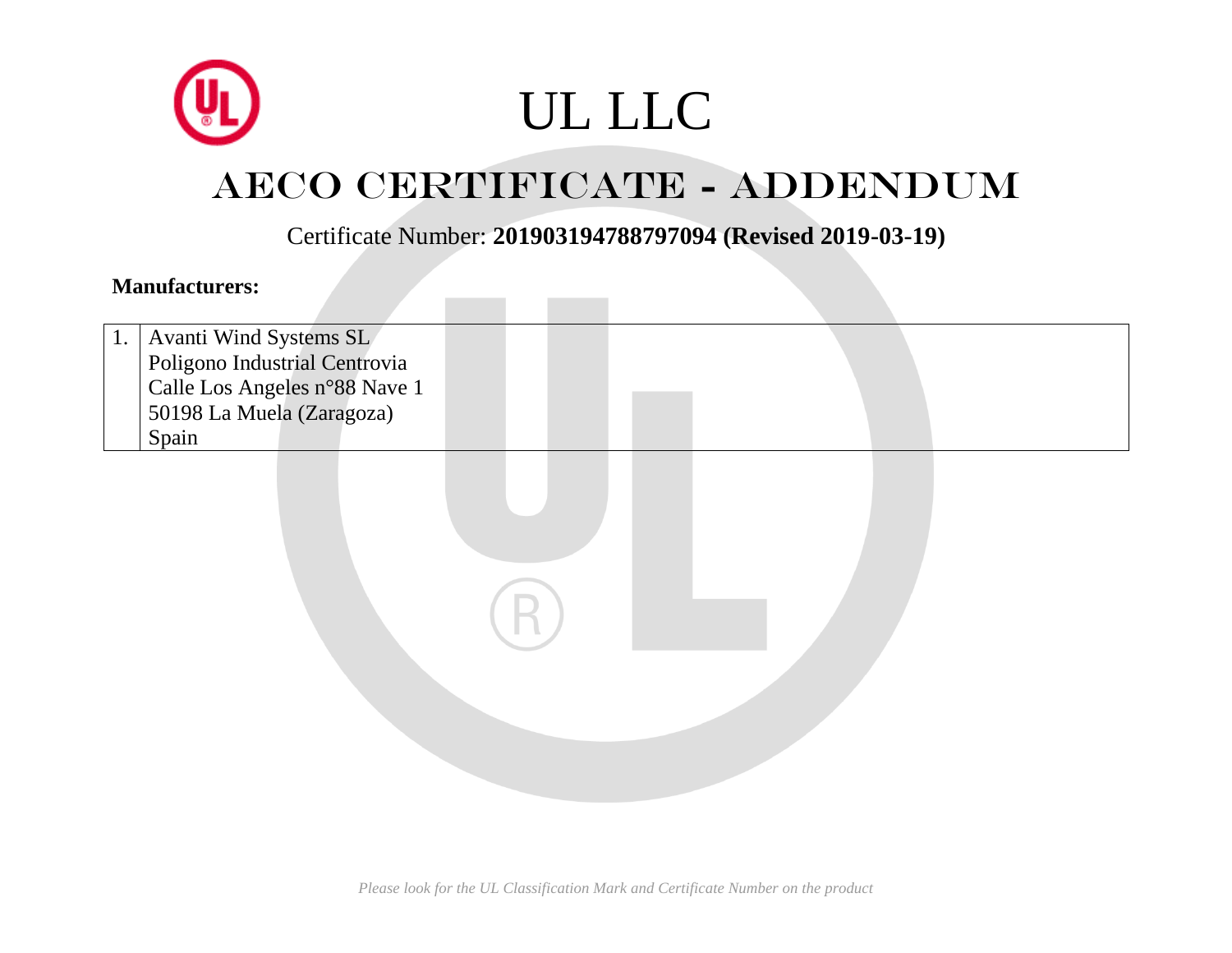# UL LLC

## AECO CERTIFICATE - ADDENDUM

Certificate Number: **201903194788797094 (Revised 2019-03-19)**

**Manufacturers:**

| | |
|---|---|
| 1. | Avanti Wind Systems SL<br>Poligono Industrial Centrovia<br>Calle Los Angeles n°88 Nave 1<br>50198 La Muela (Zaragoza)<br>Spain |

*Please look for the UL Classification Mark and Certificate Number on the product*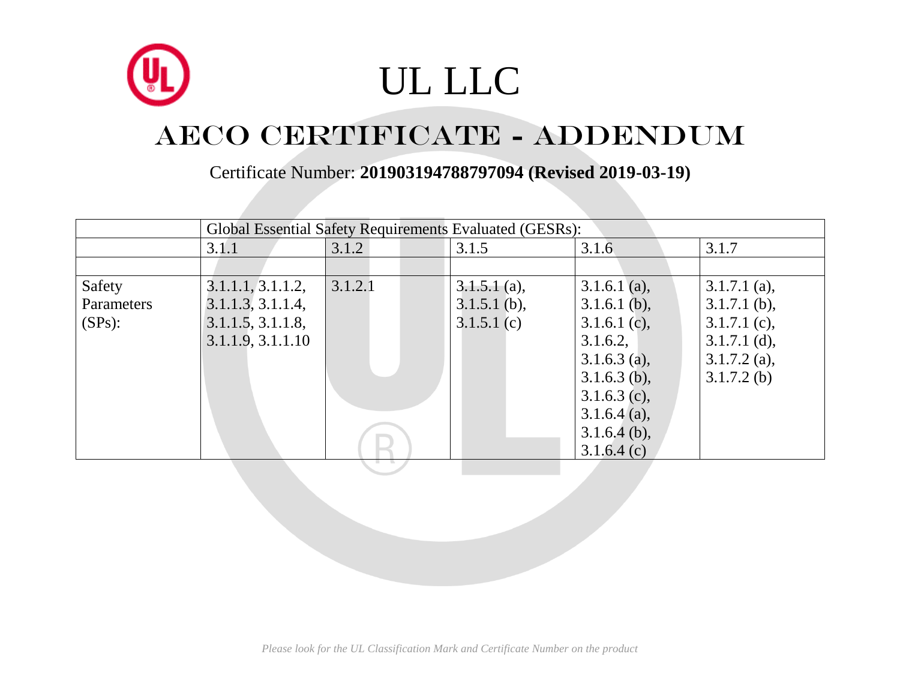# UL LLC

## AECO CERTIFICATE - ADDENDUM

Certificate Number: **201903194788797094 (Revised 2019-03-19)**

| | Global Essential Safety Requirements Evaluated (GESRs): | | | | |
|---|---|---|---|---|---|
| | 3.1.1 | 3.1.2 | 3.1.5 | 3.1.6 | 3.1.7 |
| | | | | | |
| Safety Parameters (SPs): | 3.1.1.1, 3.1.1.2, 3.1.1.3, 3.1.1.4, 3.1.1.5, 3.1.1.8, 3.1.1.9, 3.1.1.10 | 3.1.2.1 | 3.1.5.1 (a), 3.1.5.1 (b), 3.1.5.1 (c) | 3.1.6.1 (a), 3.1.6.1 (b), 3.1.6.1 (c), 3.1.6.2, 3.1.6.3 (a), 3.1.6.3 (b), 3.1.6.3 (c), 3.1.6.4 (a), 3.1.6.4 (b), 3.1.6.4 (c) | 3.1.7.1 (a), 3.1.7.1 (b), 3.1.7.1 (c), 3.1.7.1 (d), 3.1.7.2 (a), 3.1.7.2 (b) |

*Please look for the UL Classification Mark and Certificate Number on the product*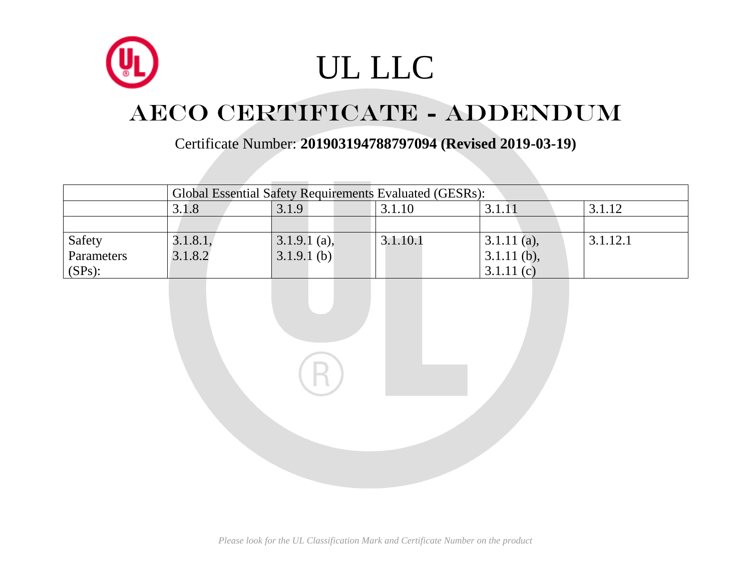# UL LLC

## AECO CERTIFICATE - ADDENDUM

Certificate Number: **201903194788797094 (Revised 2019-03-19)**

| | Global Essential Safety Requirements Evaluated (GESRs): | | | | |
|---|---|---|---|---|---|
| | 3.1.8 | 3.1.9 | 3.1.10 | 3.1.11 | 3.1.12 |
| | | | | | |
| Safety Parameters (SPs): | 3.1.8.1, 3.1.8.2 | 3.1.9.1 (a), 3.1.9.1 (b) | 3.1.10.1 | 3.1.11 (a), 3.1.11 (b), 3.1.11 (c) | 3.1.12.1 |

*Please look for the UL Classification Mark and Certificate Number on the product*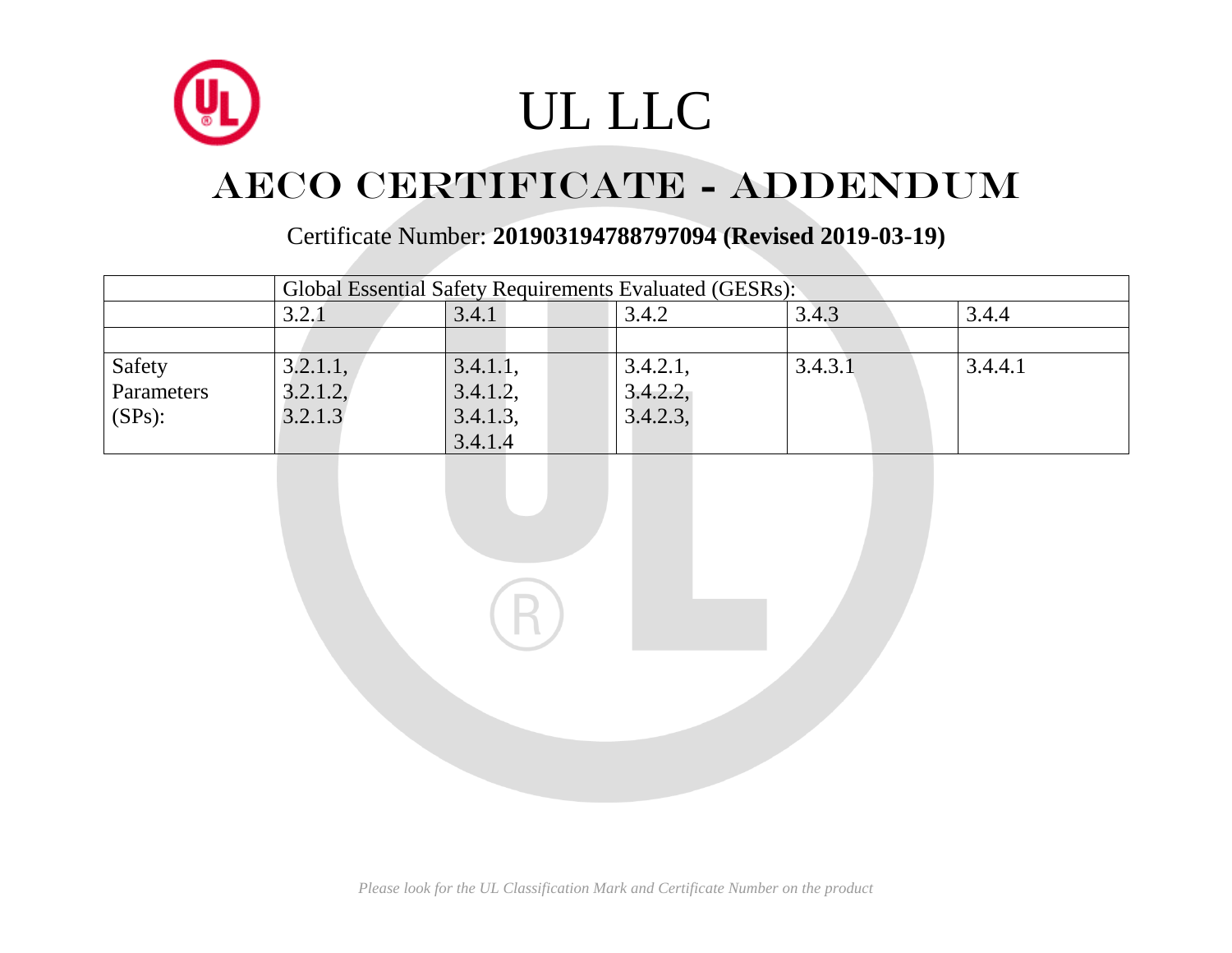# UL LLC

## AECO CERTIFICATE - ADDENDUM

Certificate Number: **201903194788797094 (Revised 2019-03-19)**

| | Global Essential Safety Requirements Evaluated (GESRs): | | | | |
|---|---|---|---|---|---|
| | 3.2.1 | 3.4.1 | 3.4.2 | 3.4.3 | 3.4.4 |
| | | | | | |
| Safety Parameters (SPs): | 3.2.1.1, 3.2.1.2, 3.2.1.3 | 3.4.1.1, 3.4.1.2, 3.4.1.3, 3.4.1.4 | 3.4.2.1, 3.4.2.2, 3.4.2.3, | 3.4.3.1 | 3.4.4.1 |

*Please look for the UL Classification Mark and Certificate Number on the product*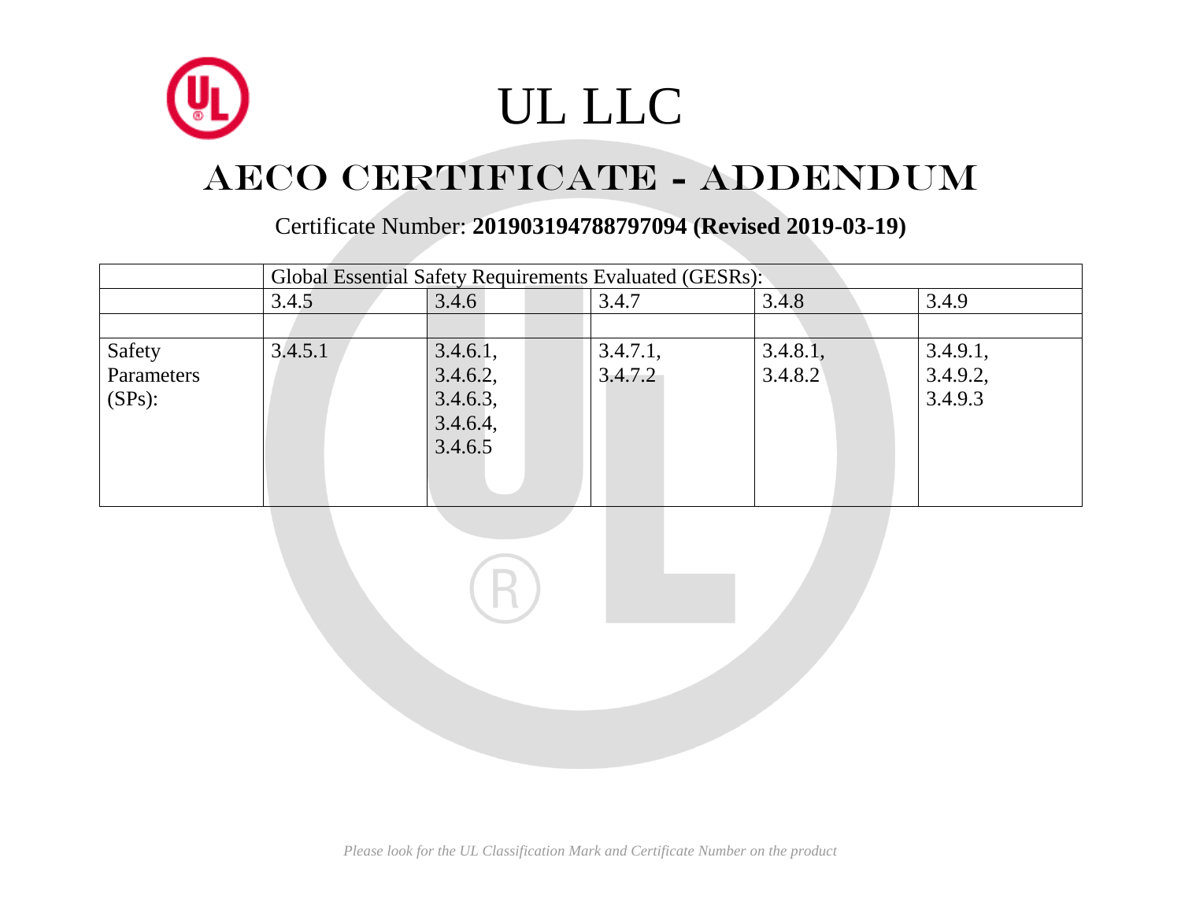# UL LLC

## AECO CERTIFICATE - ADDENDUM

Certificate Number: **201903194788797094 (Revised 2019-03-19)**

| | Global Essential Safety Requirements Evaluated (GESRs): | | | | |
|---|---|---|---|---|---|
| | 3.4.5 | 3.4.6 | 3.4.7 | 3.4.8 | 3.4.9 |
| | | | | | |
| Safety Parameters (SPs): | 3.4.5.1 | 3.4.6.1, 3.4.6.2, 3.4.6.3, 3.4.6.4, 3.4.6.5 | 3.4.7.1, 3.4.7.2 | 3.4.8.1, 3.4.8.2 | 3.4.9.1, 3.4.9.2, 3.4.9.3 |

*Please look for the UL Classification Mark and Certificate Number on the product*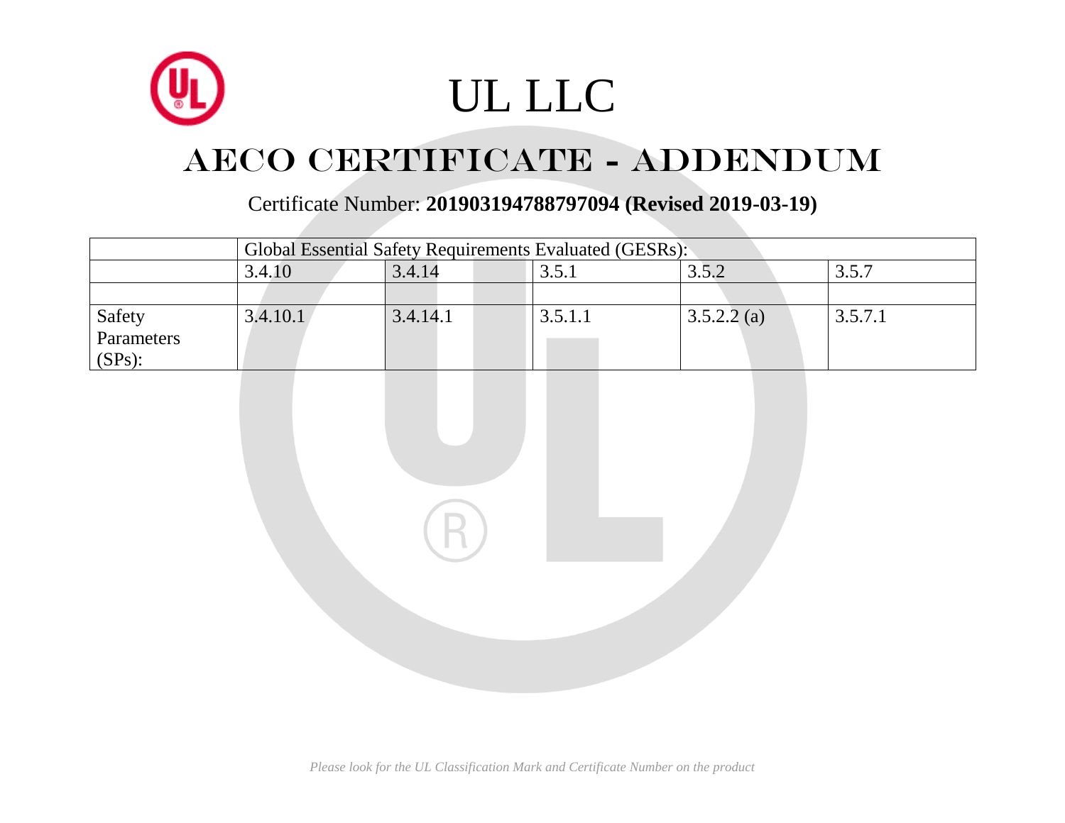# UL LLC

## AECO CERTIFICATE - ADDENDUM

Certificate Number: **201903194788797094 (Revised 2019-03-19)**

| | Global Essential Safety Requirements Evaluated (GESRs): | | | | |
|---|---|---|---|---|---|
| | 3.4.10 | 3.4.14 | 3.5.1 | 3.5.2 | 3.5.7 |
| | | | | | |
| Safety Parameters (SPs): | 3.4.10.1 | 3.4.14.1 | 3.5.1.1 | 3.5.2.2 (a) | 3.5.7.1 |

*Please look for the UL Classification Mark and Certificate Number on the product*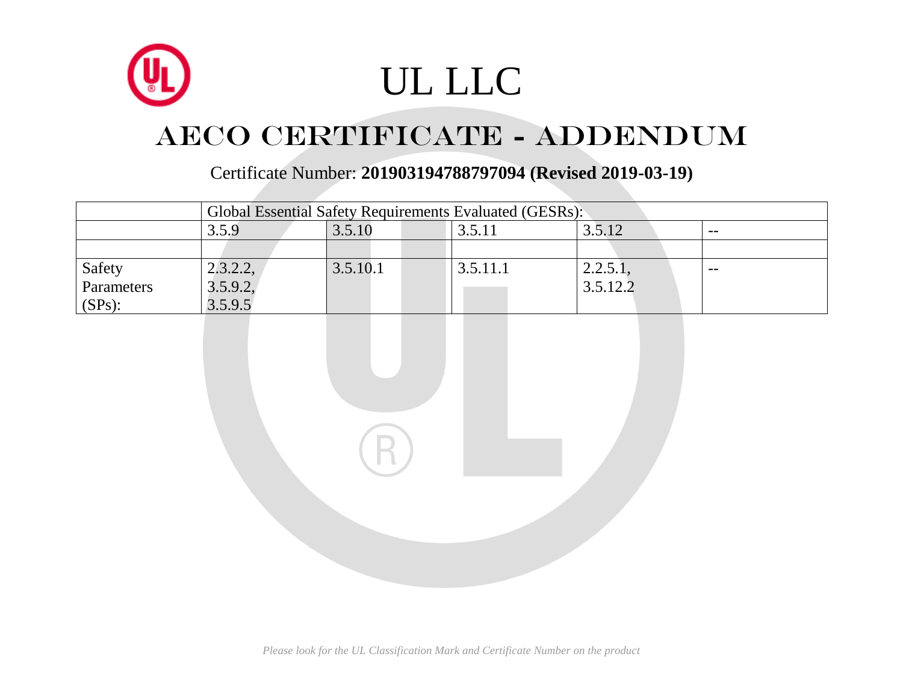# UL LLC

## AECO CERTIFICATE - ADDENDUM

Certificate Number: **201903194788797094 (Revised 2019-03-19)**

| | | | | | |
|---|---|---|---|---|---|
| | Global Essential Safety Requirements Evaluated (GESRs): | | | | |
| | 3.5.9 | 3.5.10 | 3.5.11 | 3.5.12 | -- |
| | | | | | |
| Safety Parameters (SPs): | 2.3.2.2, 3.5.9.2, 3.5.9.5 | 3.5.10.1 | 3.5.11.1 | 2.2.5.1, 3.5.12.2 | -- |

*Please look for the UL Classification Mark and Certificate Number on the product*